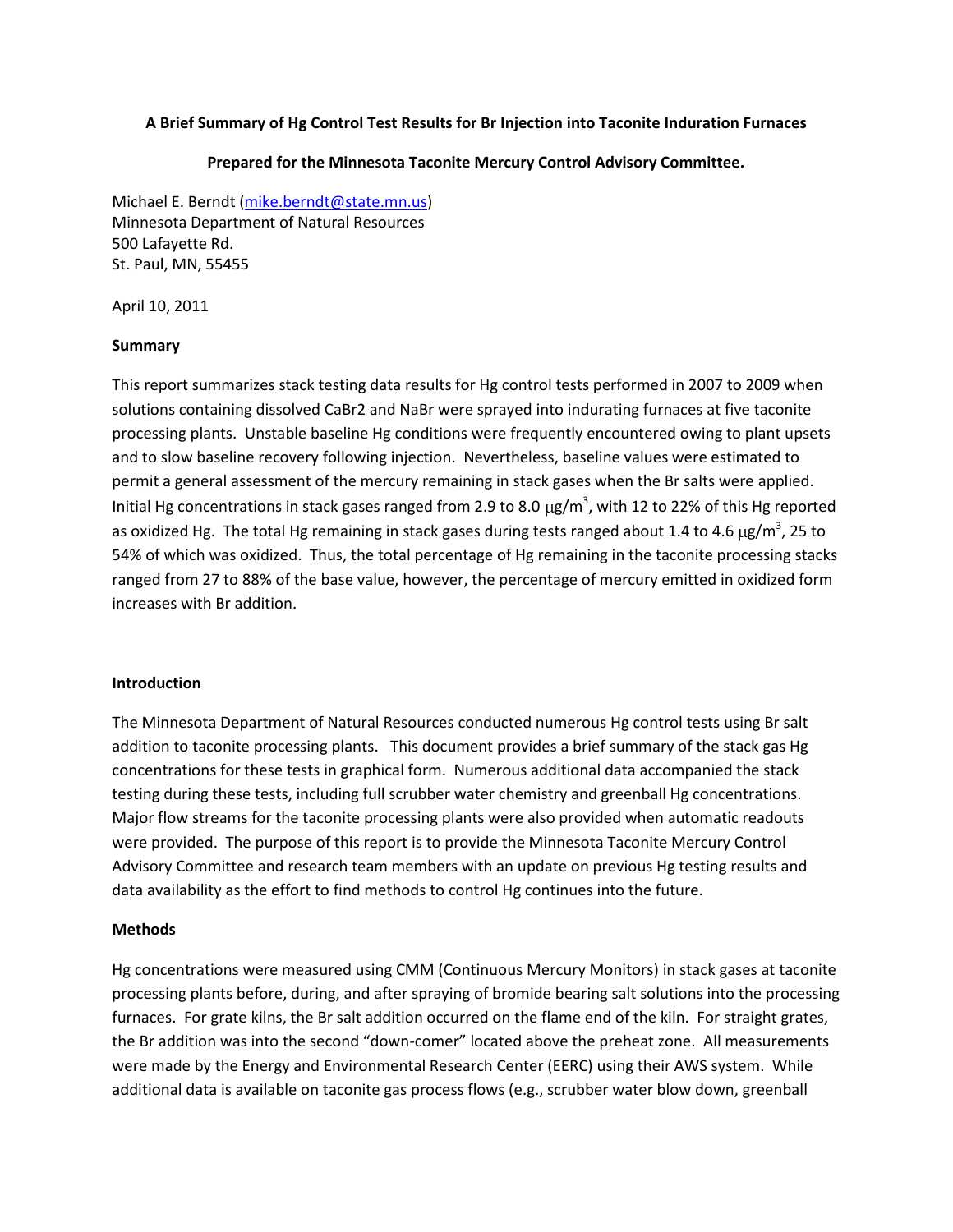**A Brief Summary of Hg Control Test Results for Br Injection into Taconite Induration Furnaces**

**Prepared for the Minnesota Taconite Mercury Control Advisory Committee.**

Michael E. Berndt (mike.berndt@state.mn.us)
Minnesota Department of Natural Resources
500 Lafayette Rd.
St. Paul, MN, 55455

April 10, 2011

**Summary**

This report summarizes stack testing data results for Hg control tests performed in 2007 to 2009 when solutions containing dissolved CaBr2 and NaBr were sprayed into indurating furnaces at five taconite processing plants. Unstable baseline Hg conditions were frequently encountered owing to plant upsets and to slow baseline recovery following injection. Nevertheless, baseline values were estimated to permit a general assessment of the mercury remaining in stack gases when the Br salts were applied. Initial Hg concentrations in stack gases ranged from 2.9 to 8.0 $\mu g/m^3$, with 12 to 22% of this Hg reported as oxidized Hg. The total Hg remaining in stack gases during tests ranged about 1.4 to 4.6 $\mu g/m^3$, 25 to 54% of which was oxidized. Thus, the total percentage of Hg remaining in the taconite processing stacks ranged from 27 to 88% of the base value, however, the percentage of mercury emitted in oxidized form increases with Br addition.

**Introduction**

The Minnesota Department of Natural Resources conducted numerous Hg control tests using Br salt addition to taconite processing plants. This document provides a brief summary of the stack gas Hg concentrations for these tests in graphical form. Numerous additional data accompanied the stack testing during these tests, including full scrubber water chemistry and greenball Hg concentrations. Major flow streams for the taconite processing plants were also provided when automatic readouts were provided. The purpose of this report is to provide the Minnesota Taconite Mercury Control Advisory Committee and research team members with an update on previous Hg testing results and data availability as the effort to find methods to control Hg continues into the future.

**Methods**

Hg concentrations were measured using CMM (Continuous Mercury Monitors) in stack gases at taconite processing plants before, during, and after spraying of bromide bearing salt solutions into the processing furnaces. For grate kilns, the Br salt addition occurred on the flame end of the kiln. For straight grates, the Br addition was into the second "down-comer" located above the preheat zone. All measurements were made by the Energy and Environmental Research Center (EERC) using their AWS system. While additional data is available on taconite gas process flows (e.g., scrubber water blow down, greenball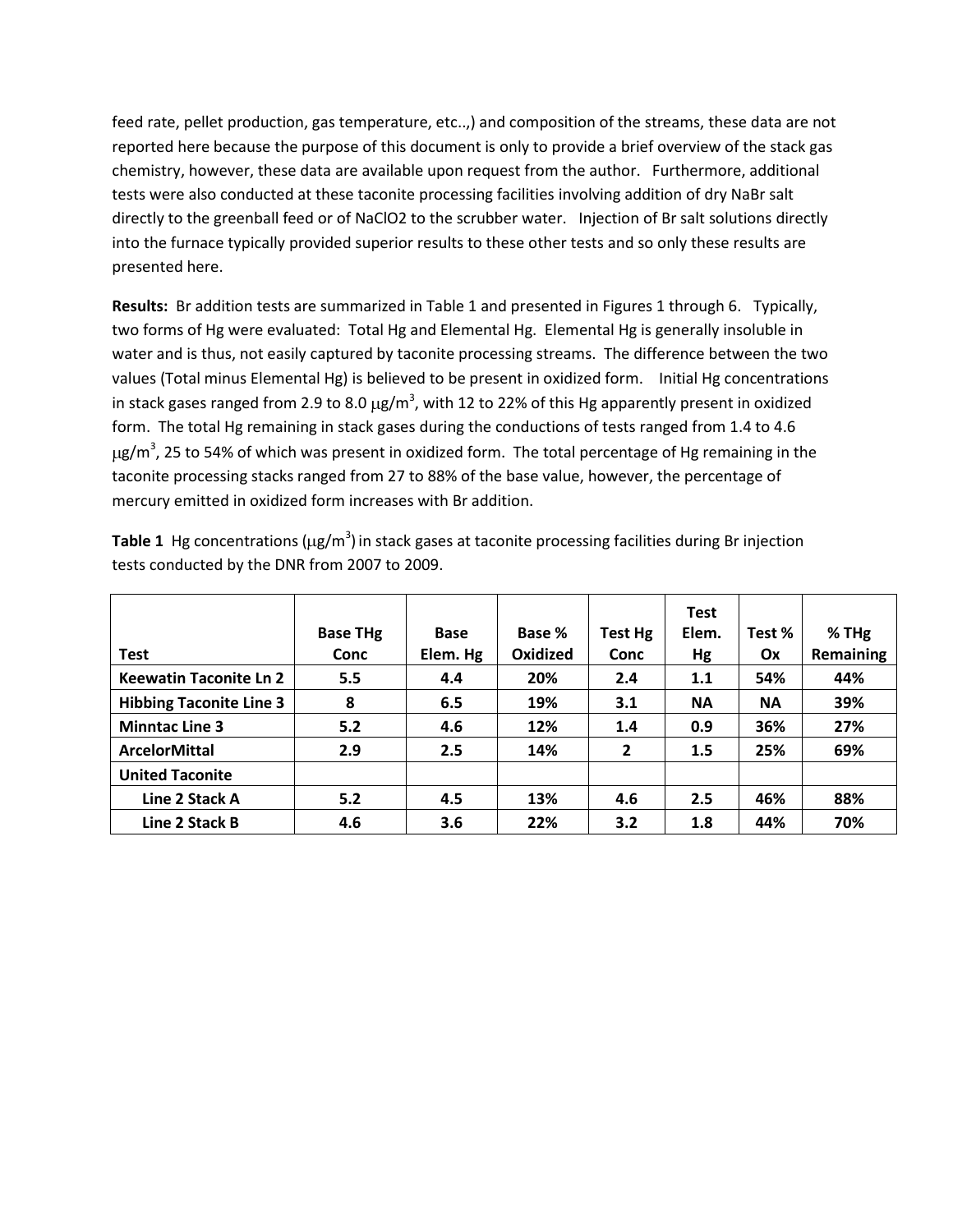feed rate, pellet production, gas temperature, etc..,) and composition of the streams, these data are not reported here because the purpose of this document is only to provide a brief overview of the stack gas chemistry, however, these data are available upon request from the author. Furthermore, additional tests were also conducted at these taconite processing facilities involving addition of dry NaBr salt directly to the greenball feed or of $NaClO_2$ to the scrubber water. Injection of Br salt solutions directly into the furnace typically provided superior results to these other tests and so only these results are presented here.

**Results:** Br addition tests are summarized in Table 1 and presented in Figures 1 through 6. Typically, two forms of Hg were evaluated: Total Hg and Elemental Hg. Elemental Hg is generally insoluble in water and is thus, not easily captured by taconite processing streams. The difference between the two values (Total minus Elemental Hg) is believed to be present in oxidized form. Initial Hg concentrations in stack gases ranged from 2.9 to 8.0 $\mu g/m^3$, with 12 to 22% of this Hg apparently present in oxidized form. The total Hg remaining in stack gases during the conductions of tests ranged from 1.4 to 4.6 $\mu g/m^3$, 25 to 54% of which was present in oxidized form. The total percentage of Hg remaining in the taconite processing stacks ranged from 27 to 88% of the base value, however, the percentage of mercury emitted in oxidized form increases with Br addition.

**Table 1** Hg concentrations ($\mu g/m^3$) in stack gases at taconite processing facilities during Br injection tests conducted by the DNR from 2007 to 2009.

| Test | Base THg Conc | Base Elem. Hg | Base % Oxidized | Test Hg Conc | Test Elem. Hg | Test % Ox | % THg Remaining |
|---|---|---|---|---|---|---|---|
| **Keewatin Taconite Ln 2** | 5.5 | 4.4 | 20% | 2.4 | 1.1 | 54% | 44% |
| **Hibbing Taconite Line 3** | 8 | 6.5 | 19% | 3.1 | NA | NA | 39% |
| **Minntac Line 3** | 5.2 | 4.6 | 12% | 1.4 | 0.9 | 36% | 27% |
| **ArcelorMittal** | 2.9 | 2.5 | 14% | 2 | 1.5 | 25% | 69% |
| **United Taconite** | | | | | | | |
| **Line 2 Stack A** | 5.2 | 4.5 | 13% | 4.6 | 2.5 | 46% | 88% |
| **Line 2 Stack B** | 4.6 | 3.6 | 22% | 3.2 | 1.8 | 44% | 70% |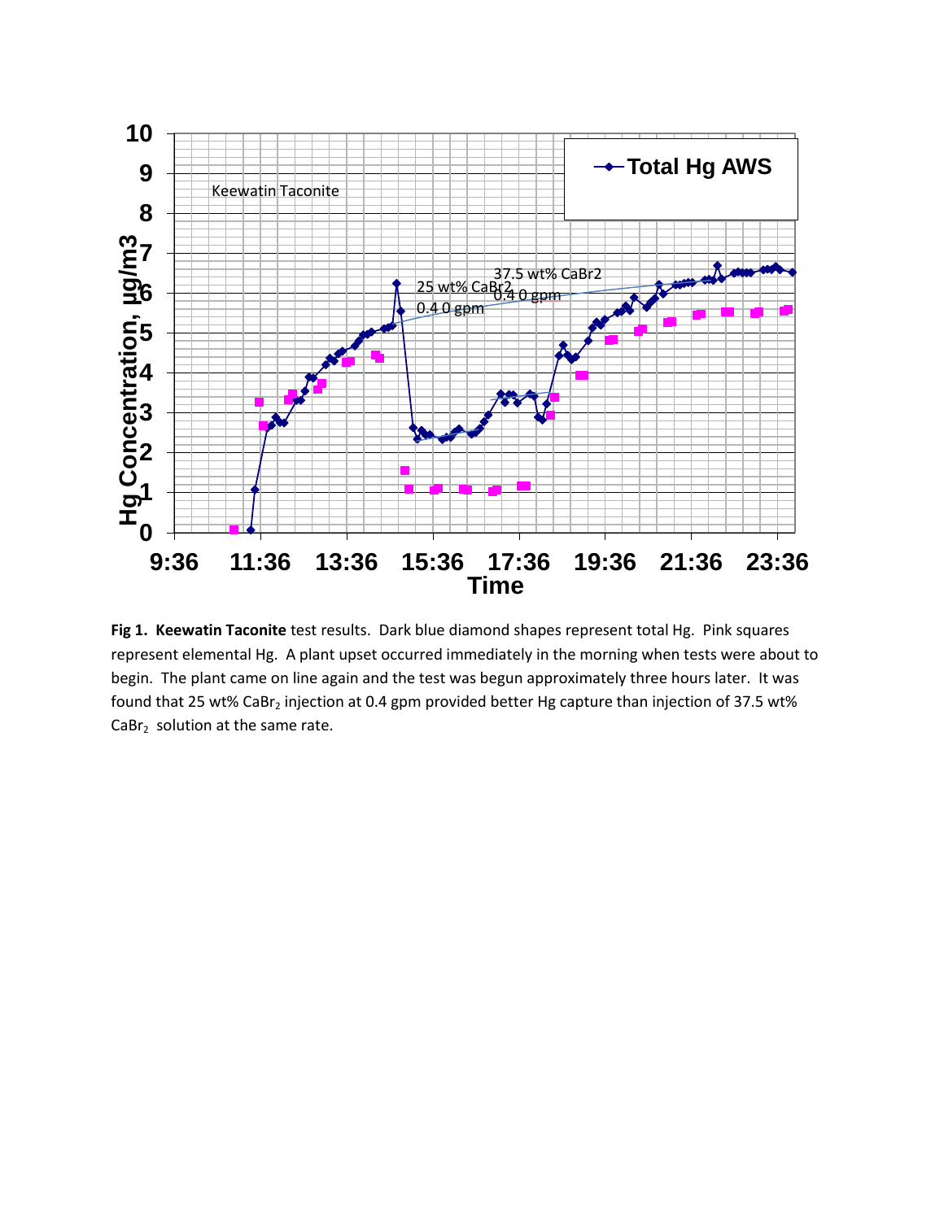**Fig 1. Keewatin Taconite** test results. Dark blue diamond shapes represent total Hg. Pink squares represent elemental Hg. A plant upset occurred immediately in the morning when tests were about to begin. The plant came on line again and the test was begun approximately three hours later. It was found that 25 wt% $CaBr_2$ injection at 0.4 gpm provided better Hg capture than injection of 37.5 wt% $CaBr_2$ solution at the same rate.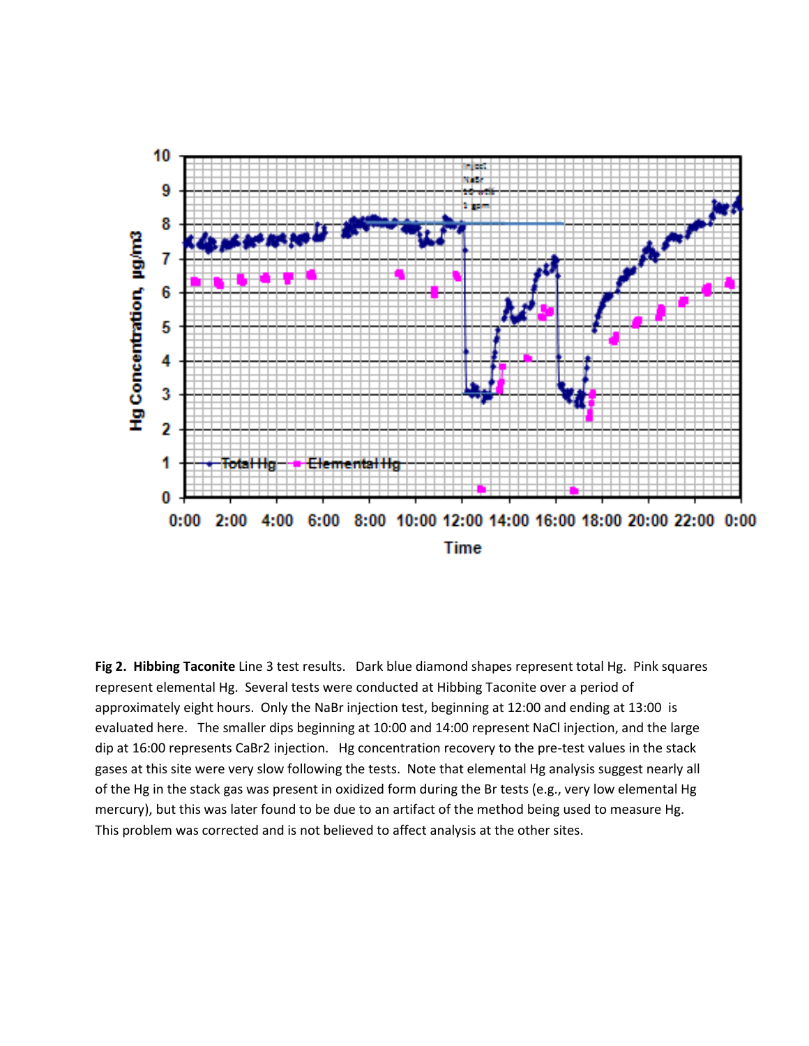**Fig 2. Hibbing Taconite** Line 3 test results. Dark blue diamond shapes represent total Hg. Pink squares represent elemental Hg. Several tests were conducted at Hibbing Taconite over a period of approximately eight hours. Only the NaBr injection test, beginning at 12:00 and ending at 13:00 is evaluated here. The smaller dips beginning at 10:00 and 14:00 represent NaCl injection, and the large dip at 16:00 represents CaBr2 injection. Hg concentration recovery to the pre-test values in the stack gases at this site were very slow following the tests. Note that elemental Hg analysis suggest nearly all of the Hg in the stack gas was present in oxidized form during the Br tests (e.g., very low elemental Hg mercury), but this was later found to be due to an artifact of the method being used to measure Hg. This problem was corrected and is not believed to affect analysis at the other sites.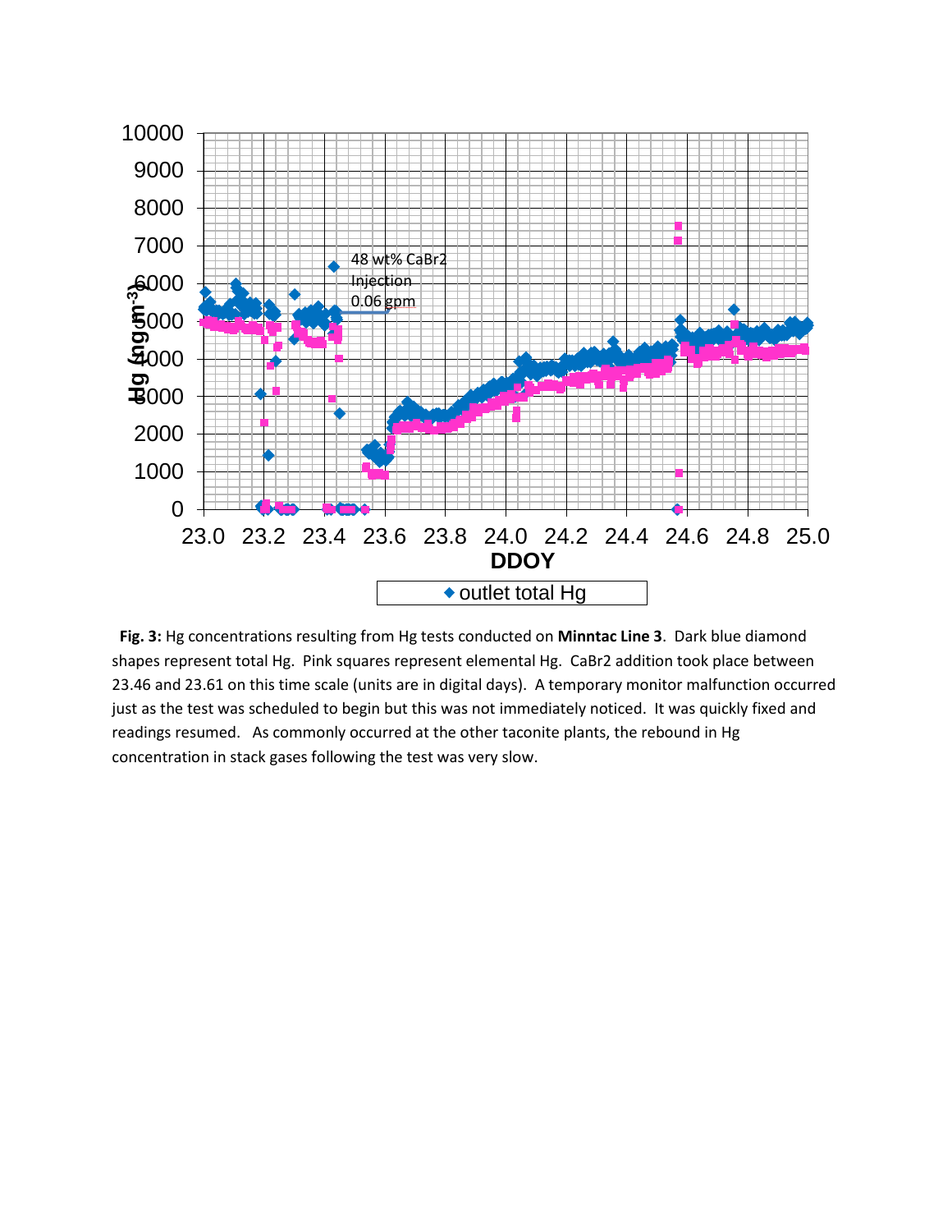**Fig. 3:** Hg concentrations resulting from Hg tests conducted on **Minntac Line 3**. Dark blue diamond shapes represent total Hg. Pink squares represent elemental Hg. $CaBr_2$ addition took place between 23.46 and 23.61 on this time scale (units are in digital days). A temporary monitor malfunction occurred just as the test was scheduled to begin but this was not immediately noticed. It was quickly fixed and readings resumed. As commonly occurred at the other taconite plants, the rebound in Hg concentration in stack gases following the test was very slow.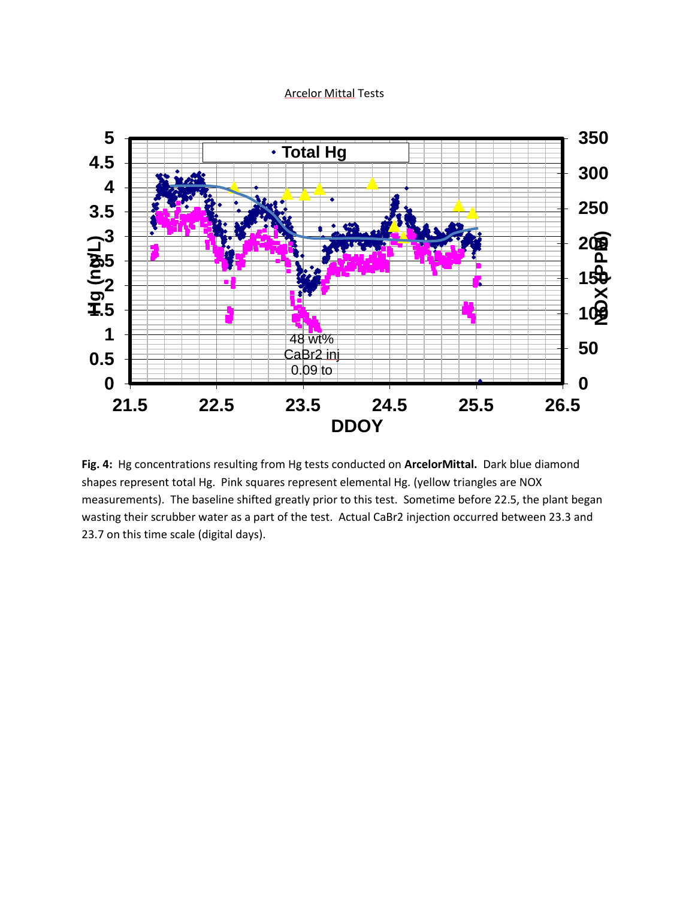Arcelor Mittal Tests

Fig. 4: Hg concentrations resulting from Hg tests conducted on **ArcelorMittal.** Dark blue diamond shapes represent total Hg. Pink squares represent elemental Hg. (yellow triangles are NOX measurements). The baseline shifted greatly prior to this test. Sometime before 22.5, the plant began wasting their scrubber water as a part of the test. Actual $CaBr_2$ injection occurred between 23.3 and 23.7 on this time scale (digital days).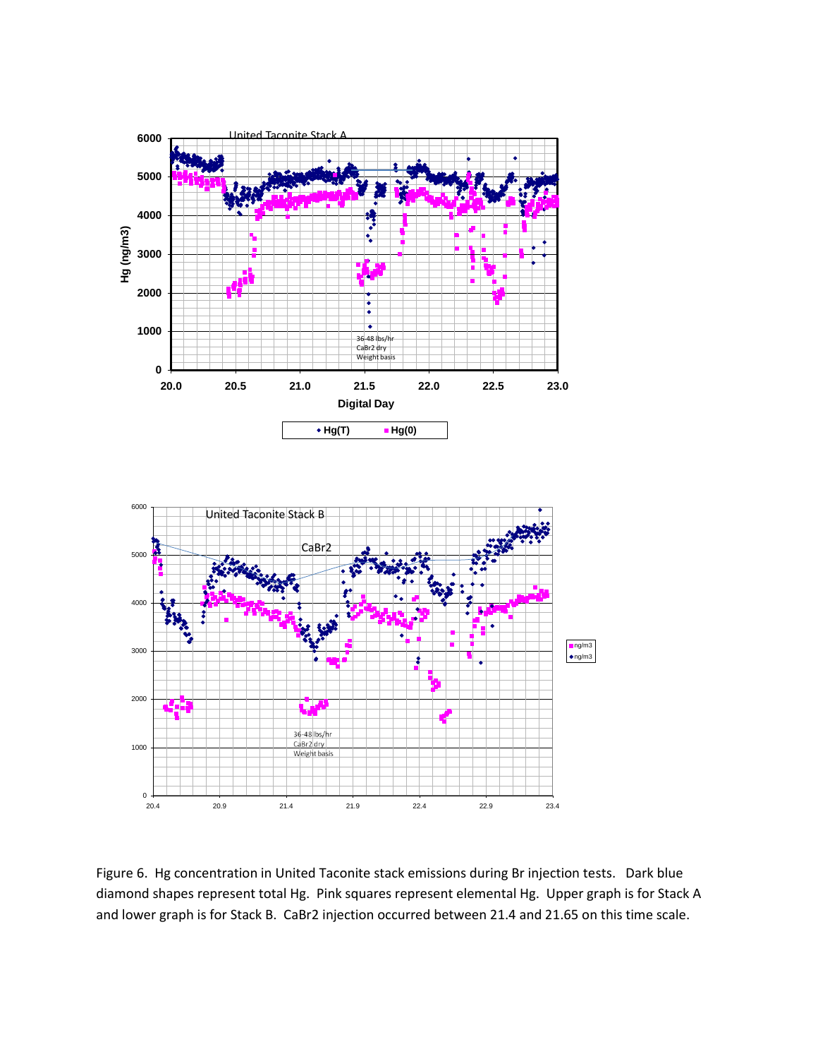United Taconite Stack A

6000
5000
4000
3000
2000
1000
0

Hg (ng/m3)

20.0
20.5
21.0
21.5
22.0
22.5
23.0

Digital Day

36-48 lbs/hr
CaBr2 dry
Weight basis

Hg(T)
Hg(0)

United Taconite Stack B

CaBr2

6000
5000
4000
3000
2000
1000
0

20.4
20.9
21.4
21.9
22.4
22.9
23.4

36-48 lbs/hr
CaBr2 dry
Weight basis

ng/m3
ng/m3

Figure 6. Hg concentration in United Taconite stack emissions during Br injection tests. Dark blue diamond shapes represent total Hg. Pink squares represent elemental Hg. Upper graph is for Stack A and lower graph is for Stack B. CaBr2 injection occurred between 21.4 and 21.65 on this time scale.